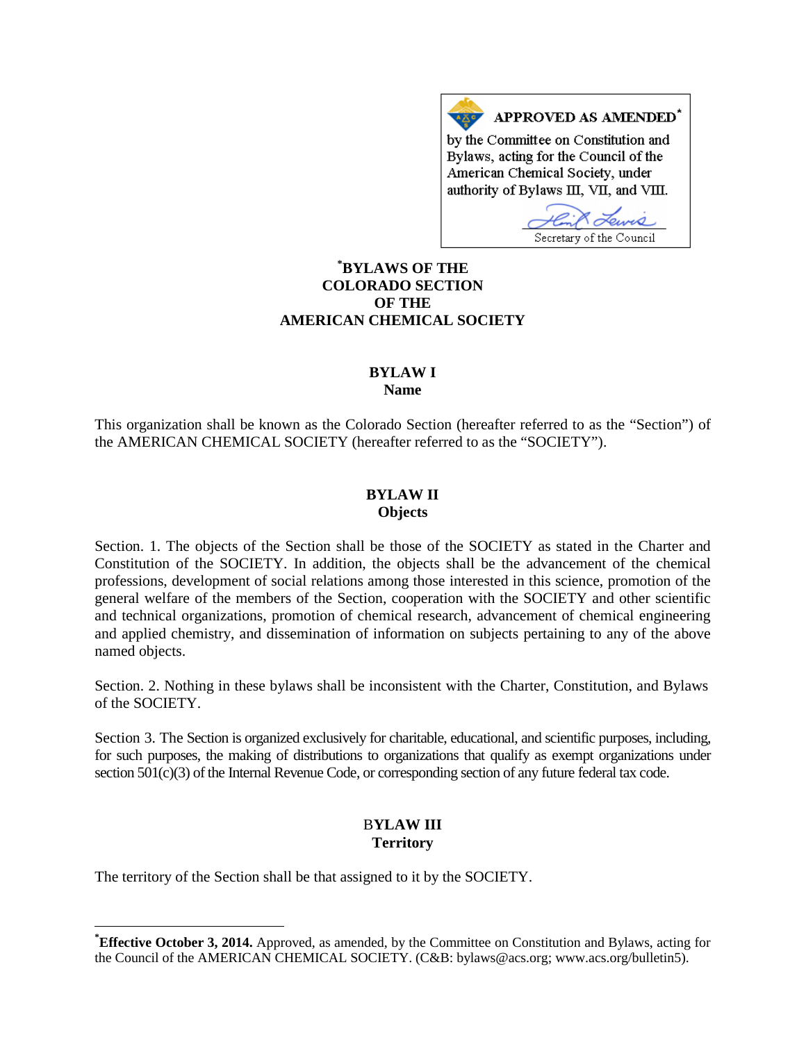**APPROVED AS AMENDED**[*]

by the Committee on Constitution and Bylaws, acting for the Council of the American Chemical Society, under authority of Bylaws III, VII, and VIII.

Secretary of the Council

# [*]BYLAWS OF THE COLORADO SECTION OF THE AMERICAN CHEMICAL SOCIETY

## BYLAW I
## Name

This organization shall be known as the Colorado Section (hereafter referred to as the "Section") of the AMERICAN CHEMICAL SOCIETY (hereafter referred to as the "SOCIETY").

## BYLAW II
## Objects

Section. 1. The objects of the Section shall be those of the SOCIETY as stated in the Charter and Constitution of the SOCIETY. In addition, the objects shall be the advancement of the chemical professions, development of social relations among those interested in this science, promotion of the general welfare of the members of the Section, cooperation with the SOCIETY and other scientific and technical organizations, promotion of chemical research, advancement of chemical engineering and applied chemistry, and dissemination of information on subjects pertaining to any of the above named objects.

Section. 2. Nothing in these bylaws shall be inconsistent with the Charter, Constitution, and Bylaws of the SOCIETY.

Section 3. The Section is organized exclusively for charitable, educational, and scientific purposes, including, for such purposes, the making of distributions to organizations that qualify as exempt organizations under section 501(c)(3) of the Internal Revenue Code, or corresponding section of any future federal tax code.

## BYLAW III
## Territory

The territory of the Section shall be that assigned to it by the SOCIETY.

---

[*]**Effective October 3, 2014.** Approved, as amended, by the Committee on Constitution and Bylaws, acting for the Council of the AMERICAN CHEMICAL SOCIETY. (C&B: bylaws@acs.org; www.acs.org/bulletin5).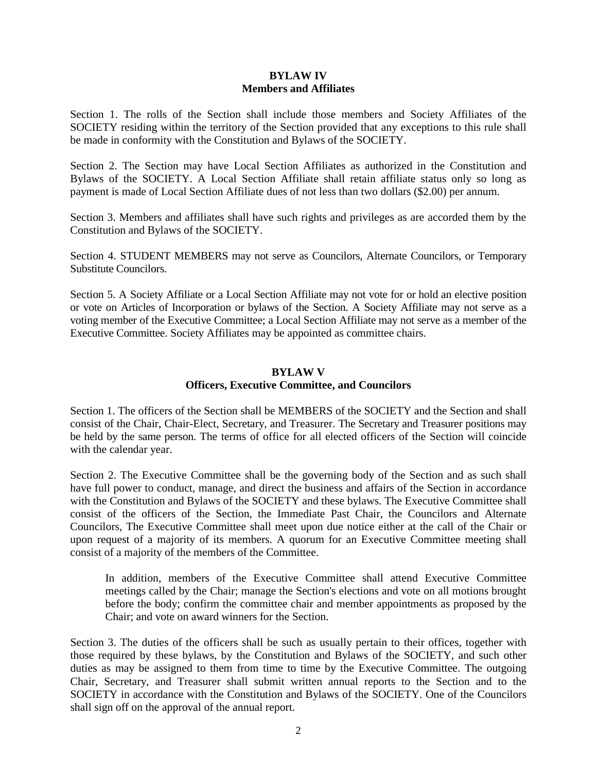## BYLAW IV
## Members and Affiliates

Section 1. The rolls of the Section shall include those members and Society Affiliates of the SOCIETY residing within the territory of the Section provided that any exceptions to this rule shall be made in conformity with the Constitution and Bylaws of the SOCIETY.

Section 2. The Section may have Local Section Affiliates as authorized in the Constitution and Bylaws of the SOCIETY. A Local Section Affiliate shall retain affiliate status only so long as payment is made of Local Section Affiliate dues of not less than two dollars ($2.00) per annum.

Section 3. Members and affiliates shall have such rights and privileges as are accorded them by the Constitution and Bylaws of the SOCIETY.

Section 4. STUDENT MEMBERS may not serve as Councilors, Alternate Councilors, or Temporary Substitute Councilors.

Section 5. A Society Affiliate or a Local Section Affiliate may not vote for or hold an elective position or vote on Articles of Incorporation or bylaws of the Section. A Society Affiliate may not serve as a voting member of the Executive Committee; a Local Section Affiliate may not serve as a member of the Executive Committee. Society Affiliates may be appointed as committee chairs.

## BYLAW V
## Officers, Executive Committee, and Councilors

Section 1. The officers of the Section shall be MEMBERS of the SOCIETY and the Section and shall consist of the Chair, Chair-Elect, Secretary, and Treasurer. The Secretary and Treasurer positions may be held by the same person. The terms of office for all elected officers of the Section will coincide with the calendar year.

Section 2. The Executive Committee shall be the governing body of the Section and as such shall have full power to conduct, manage, and direct the business and affairs of the Section in accordance with the Constitution and Bylaws of the SOCIETY and these bylaws. The Executive Committee shall consist of the officers of the Section, the Immediate Past Chair, the Councilors and Alternate Councilors, The Executive Committee shall meet upon due notice either at the call of the Chair or upon request of a majority of its members. A quorum for an Executive Committee meeting shall consist of a majority of the members of the Committee.

> In addition, members of the Executive Committee shall attend Executive Committee meetings called by the Chair; manage the Section's elections and vote on all motions brought before the body; confirm the committee chair and member appointments as proposed by the Chair; and vote on award winners for the Section.

Section 3. The duties of the officers shall be such as usually pertain to their offices, together with those required by these bylaws, by the Constitution and Bylaws of the SOCIETY, and such other duties as may be assigned to them from time to time by the Executive Committee. The outgoing Chair, Secretary, and Treasurer shall submit written annual reports to the Section and to the SOCIETY in accordance with the Constitution and Bylaws of the SOCIETY. One of the Councilors shall sign off on the approval of the annual report.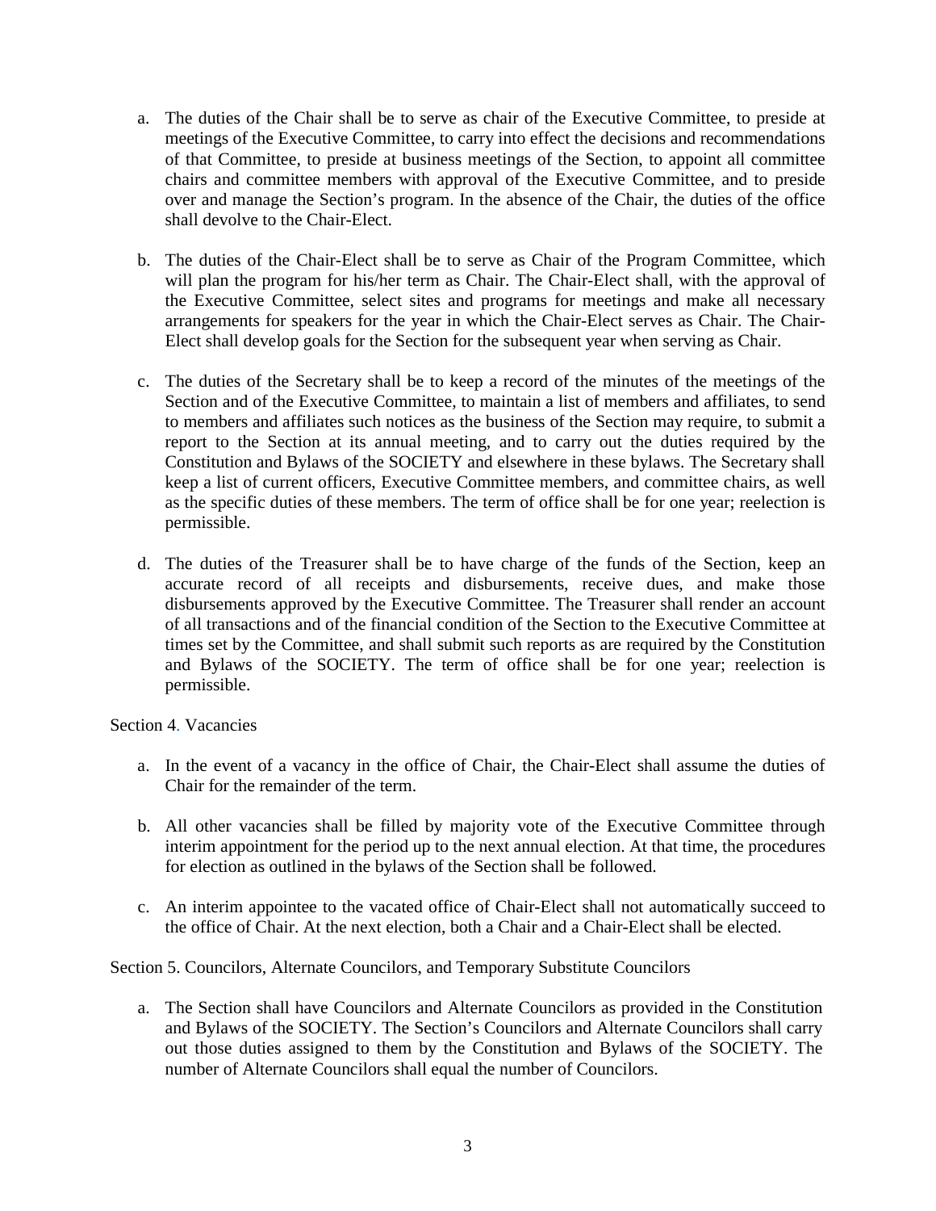a. The duties of the Chair shall be to serve as chair of the Executive Committee, to preside at meetings of the Executive Committee, to carry into effect the decisions and recommendations of that Committee, to preside at business meetings of the Section, to appoint all committee chairs and committee members with approval of the Executive Committee, and to preside over and manage the Section's program. In the absence of the Chair, the duties of the office shall devolve to the Chair-Elect.

b. The duties of the Chair-Elect shall be to serve as Chair of the Program Committee, which will plan the program for his/her term as Chair. The Chair-Elect shall, with the approval of the Executive Committee, select sites and programs for meetings and make all necessary arrangements for speakers for the year in which the Chair-Elect serves as Chair. The Chair-Elect shall develop goals for the Section for the subsequent year when serving as Chair.

c. The duties of the Secretary shall be to keep a record of the minutes of the meetings of the Section and of the Executive Committee, to maintain a list of members and affiliates, to send to members and affiliates such notices as the business of the Section may require, to submit a report to the Section at its annual meeting, and to carry out the duties required by the Constitution and Bylaws of the SOCIETY and elsewhere in these bylaws. The Secretary shall keep a list of current officers, Executive Committee members, and committee chairs, as well as the specific duties of these members. The term of office shall be for one year; reelection is permissible.

d. The duties of the Treasurer shall be to have charge of the funds of the Section, keep an accurate record of all receipts and disbursements, receive dues, and make those disbursements approved by the Executive Committee. The Treasurer shall render an account of all transactions and of the financial condition of the Section to the Executive Committee at times set by the Committee, and shall submit such reports as are required by the Constitution and Bylaws of the SOCIETY. The term of office shall be for one year; reelection is permissible.

Section 4. Vacancies

a. In the event of a vacancy in the office of Chair, the Chair-Elect shall assume the duties of Chair for the remainder of the term.

b. All other vacancies shall be filled by majority vote of the Executive Committee through interim appointment for the period up to the next annual election. At that time, the procedures for election as outlined in the bylaws of the Section shall be followed.

c. An interim appointee to the vacated office of Chair-Elect shall not automatically succeed to the office of Chair. At the next election, both a Chair and a Chair-Elect shall be elected.

Section 5. Councilors, Alternate Councilors, and Temporary Substitute Councilors

a. The Section shall have Councilors and Alternate Councilors as provided in the Constitution and Bylaws of the SOCIETY. The Section's Councilors and Alternate Councilors shall carry out those duties assigned to them by the Constitution and Bylaws of the SOCIETY. The number of Alternate Councilors shall equal the number of Councilors.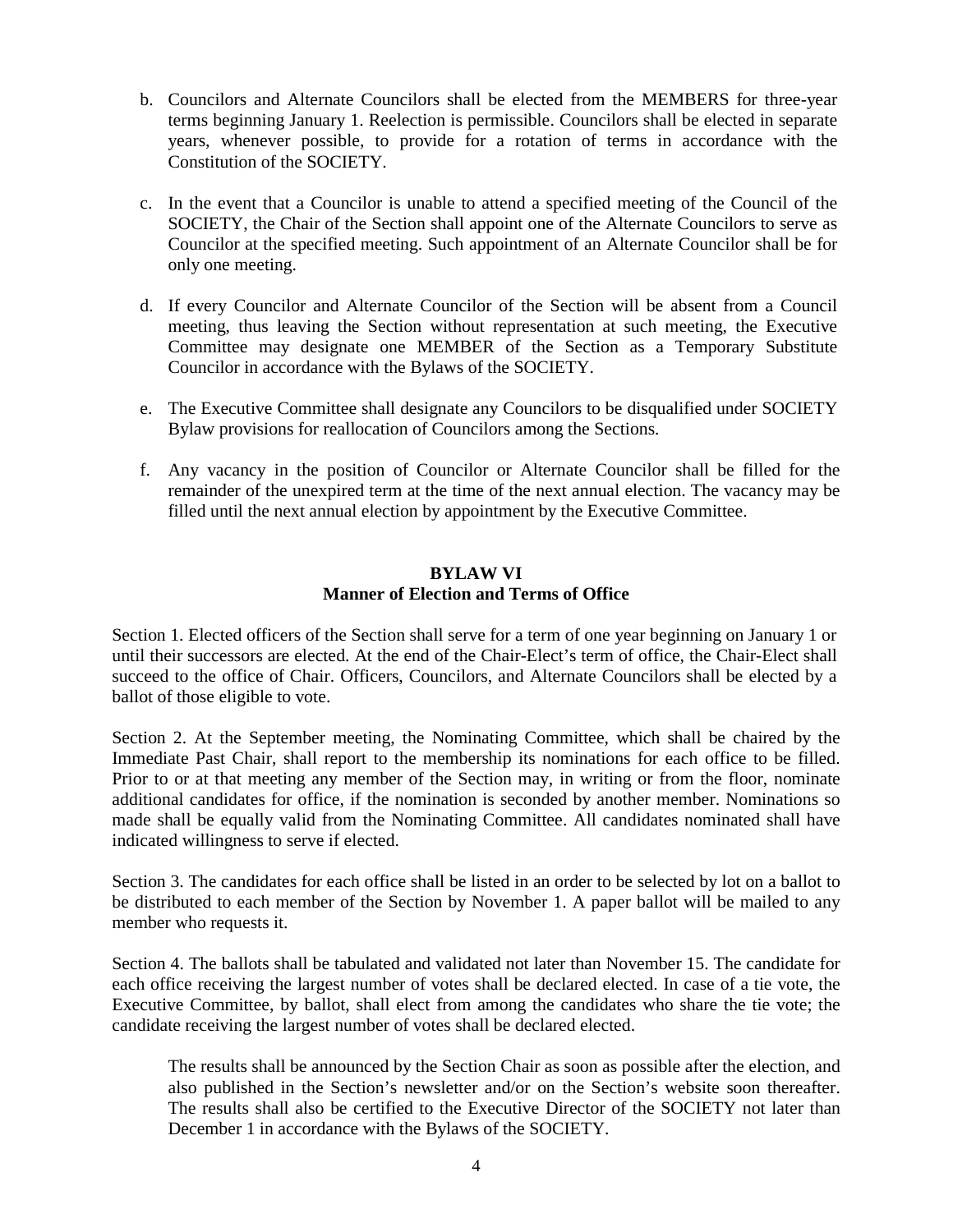b. Councilors and Alternate Councilors shall be elected from the MEMBERS for three-year terms beginning January 1. Reelection is permissible. Councilors shall be elected in separate years, whenever possible, to provide for a rotation of terms in accordance with the Constitution of the SOCIETY.

c. In the event that a Councilor is unable to attend a specified meeting of the Council of the SOCIETY, the Chair of the Section shall appoint one of the Alternate Councilors to serve as Councilor at the specified meeting. Such appointment of an Alternate Councilor shall be for only one meeting.

d. If every Councilor and Alternate Councilor of the Section will be absent from a Council meeting, thus leaving the Section without representation at such meeting, the Executive Committee may designate one MEMBER of the Section as a Temporary Substitute Councilor in accordance with the Bylaws of the SOCIETY.

e. The Executive Committee shall designate any Councilors to be disqualified under SOCIETY Bylaw provisions for reallocation of Councilors among the Sections.

f. Any vacancy in the position of Councilor or Alternate Councilor shall be filled for the remainder of the unexpired term at the time of the next annual election. The vacancy may be filled until the next annual election by appointment by the Executive Committee.

## BYLAW VI
## Manner of Election and Terms of Office

Section 1. Elected officers of the Section shall serve for a term of one year beginning on January 1 or until their successors are elected. At the end of the Chair-Elect's term of office, the Chair-Elect shall succeed to the office of Chair. Officers, Councilors, and Alternate Councilors shall be elected by a ballot of those eligible to vote.

Section 2. At the September meeting, the Nominating Committee, which shall be chaired by the Immediate Past Chair, shall report to the membership its nominations for each office to be filled. Prior to or at that meeting any member of the Section may, in writing or from the floor, nominate additional candidates for office, if the nomination is seconded by another member. Nominations so made shall be equally valid from the Nominating Committee. All candidates nominated shall have indicated willingness to serve if elected.

Section 3. The candidates for each office shall be listed in an order to be selected by lot on a ballot to be distributed to each member of the Section by November 1. A paper ballot will be mailed to any member who requests it.

Section 4. The ballots shall be tabulated and validated not later than November 15. The candidate for each office receiving the largest number of votes shall be declared elected. In case of a tie vote, the Executive Committee, by ballot, shall elect from among the candidates who share the tie vote; the candidate receiving the largest number of votes shall be declared elected.

The results shall be announced by the Section Chair as soon as possible after the election, and also published in the Section's newsletter and/or on the Section's website soon thereafter. The results shall also be certified to the Executive Director of the SOCIETY not later than December 1 in accordance with the Bylaws of the SOCIETY.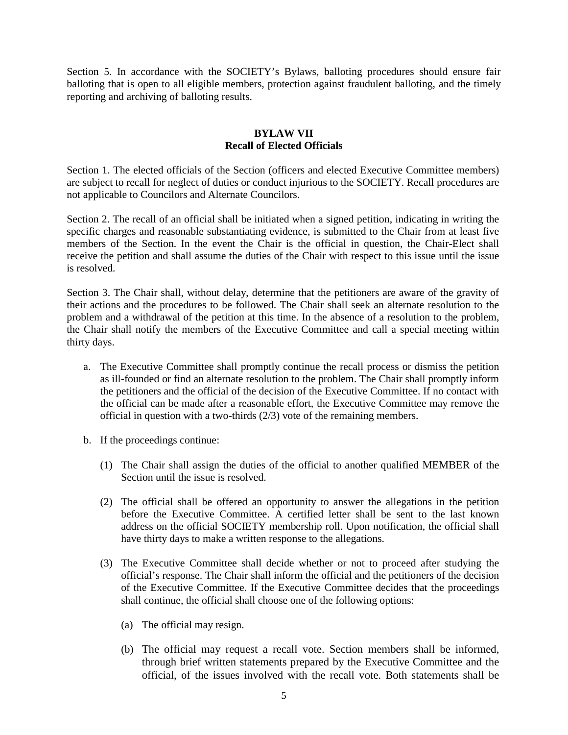Section 5. In accordance with the SOCIETY's Bylaws, balloting procedures should ensure fair balloting that is open to all eligible members, protection against fraudulent balloting, and the timely reporting and archiving of balloting results.

## BYLAW VII
## Recall of Elected Officials

Section 1. The elected officials of the Section (officers and elected Executive Committee members) are subject to recall for neglect of duties or conduct injurious to the SOCIETY. Recall procedures are not applicable to Councilors and Alternate Councilors.

Section 2. The recall of an official shall be initiated when a signed petition, indicating in writing the specific charges and reasonable substantiating evidence, is submitted to the Chair from at least five members of the Section. In the event the Chair is the official in question, the Chair-Elect shall receive the petition and shall assume the duties of the Chair with respect to this issue until the issue is resolved.

Section 3. The Chair shall, without delay, determine that the petitioners are aware of the gravity of their actions and the procedures to be followed. The Chair shall seek an alternate resolution to the problem and a withdrawal of the petition at this time. In the absence of a resolution to the problem, the Chair shall notify the members of the Executive Committee and call a special meeting within thirty days.

a. The Executive Committee shall promptly continue the recall process or dismiss the petition as ill-founded or find an alternate resolution to the problem. The Chair shall promptly inform the petitioners and the official of the decision of the Executive Committee. If no contact with the official can be made after a reasonable effort, the Executive Committee may remove the official in question with a two-thirds (2/3) vote of the remaining members.

b. If the proceedings continue:

   (1) The Chair shall assign the duties of the official to another qualified MEMBER of the Section until the issue is resolved.

   (2) The official shall be offered an opportunity to answer the allegations in the petition before the Executive Committee. A certified letter shall be sent to the last known address on the official SOCIETY membership roll. Upon notification, the official shall have thirty days to make a written response to the allegations.

   (3) The Executive Committee shall decide whether or not to proceed after studying the official's response. The Chair shall inform the official and the petitioners of the decision of the Executive Committee. If the Executive Committee decides that the proceedings shall continue, the official shall choose one of the following options:

      (a) The official may resign.

      (b) The official may request a recall vote. Section members shall be informed, through brief written statements prepared by the Executive Committee and the official, of the issues involved with the recall vote. Both statements shall be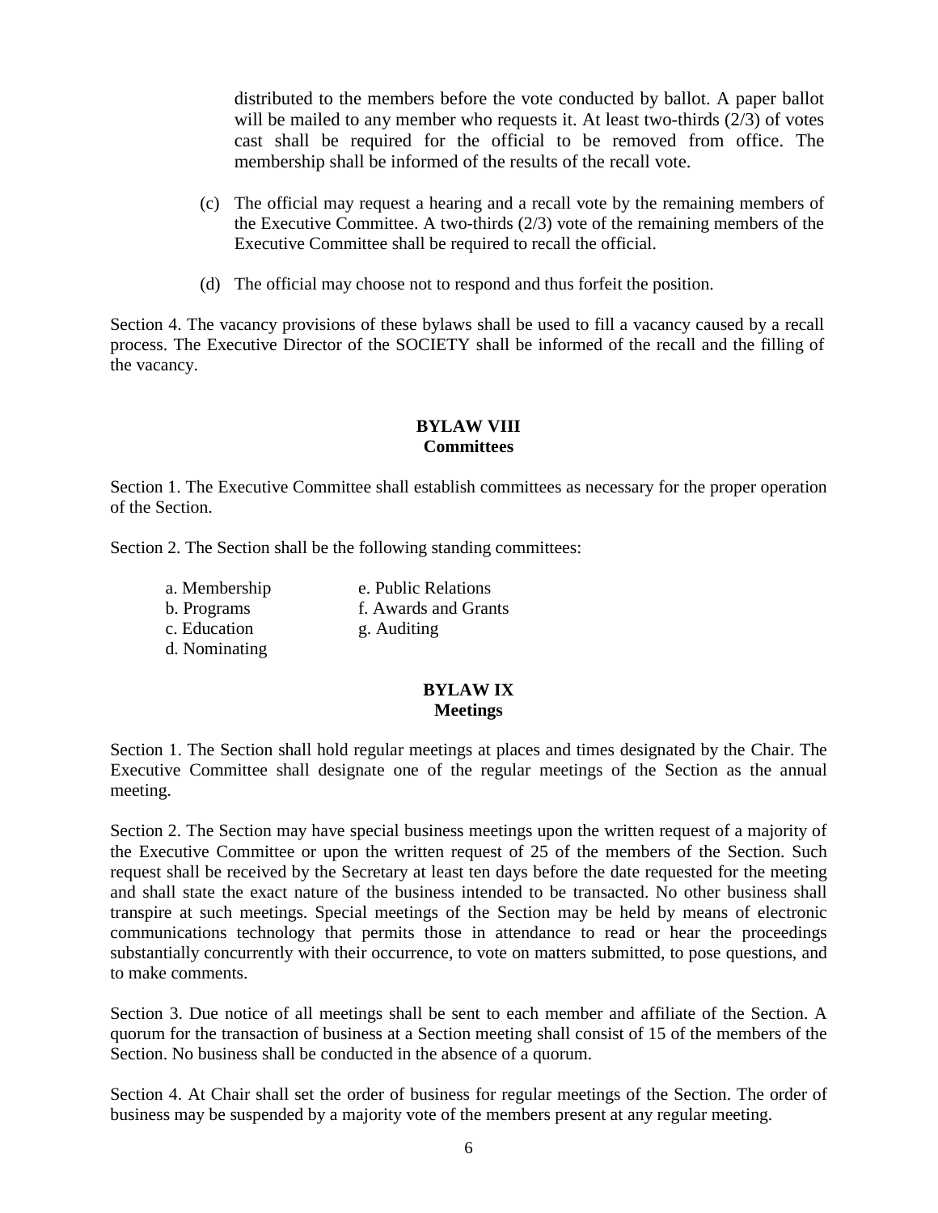distributed to the members before the vote conducted by ballot. A paper ballot will be mailed to any member who requests it. At least two-thirds (2/3) of votes cast shall be required for the official to be removed from office. The membership shall be informed of the results of the recall vote.

(c) The official may request a hearing and a recall vote by the remaining members of the Executive Committee. A two-thirds (2/3) vote of the remaining members of the Executive Committee shall be required to recall the official.

(d) The official may choose not to respond and thus forfeit the position.

Section 4. The vacancy provisions of these bylaws shall be used to fill a vacancy caused by a recall process. The Executive Director of the SOCIETY shall be informed of the recall and the filling of the vacancy.

## BYLAW VIII
## Committees

Section 1. The Executive Committee shall establish committees as necessary for the proper operation of the Section.

Section 2. The Section shall be the following standing committees:

a. Membership
b. Programs
c. Education
d. Nominating
e. Public Relations
f. Awards and Grants
g. Auditing

## BYLAW IX
## Meetings

Section 1. The Section shall hold regular meetings at places and times designated by the Chair. The Executive Committee shall designate one of the regular meetings of the Section as the annual meeting.

Section 2. The Section may have special business meetings upon the written request of a majority of the Executive Committee or upon the written request of 25 of the members of the Section. Such request shall be received by the Secretary at least ten days before the date requested for the meeting and shall state the exact nature of the business intended to be transacted. No other business shall transpire at such meetings. Special meetings of the Section may be held by means of electronic communications technology that permits those in attendance to read or hear the proceedings substantially concurrently with their occurrence, to vote on matters submitted, to pose questions, and to make comments.

Section 3. Due notice of all meetings shall be sent to each member and affiliate of the Section. A quorum for the transaction of business at a Section meeting shall consist of 15 of the members of the Section. No business shall be conducted in the absence of a quorum.

Section 4. At Chair shall set the order of business for regular meetings of the Section. The order of business may be suspended by a majority vote of the members present at any regular meeting.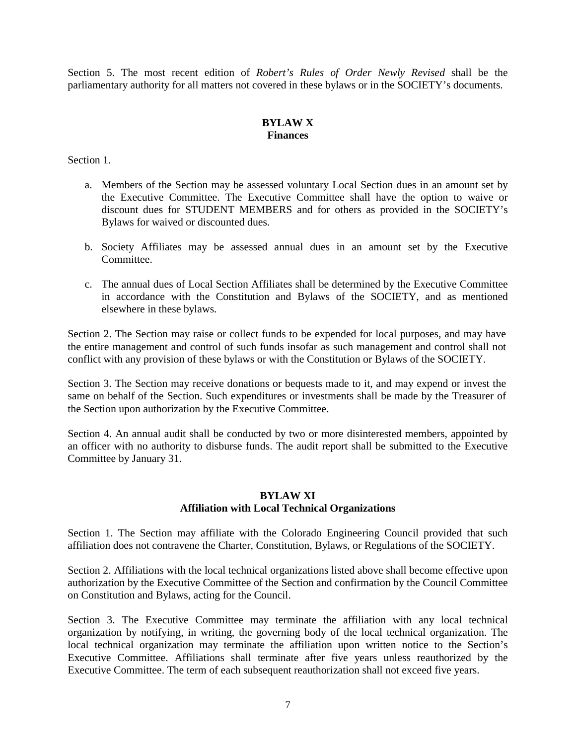Section 5. The most recent edition of *Robert's Rules of Order Newly Revised* shall be the parliamentary authority for all matters not covered in these bylaws or in the SOCIETY's documents.

## BYLAW X
## Finances

Section 1.

a. Members of the Section may be assessed voluntary Local Section dues in an amount set by the Executive Committee. The Executive Committee shall have the option to waive or discount dues for STUDENT MEMBERS and for others as provided in the SOCIETY's Bylaws for waived or discounted dues.

b. Society Affiliates may be assessed annual dues in an amount set by the Executive Committee.

c. The annual dues of Local Section Affiliates shall be determined by the Executive Committee in accordance with the Constitution and Bylaws of the SOCIETY, and as mentioned elsewhere in these bylaws.

Section 2. The Section may raise or collect funds to be expended for local purposes, and may have the entire management and control of such funds insofar as such management and control shall not conflict with any provision of these bylaws or with the Constitution or Bylaws of the SOCIETY.

Section 3. The Section may receive donations or bequests made to it, and may expend or invest the same on behalf of the Section. Such expenditures or investments shall be made by the Treasurer of the Section upon authorization by the Executive Committee.

Section 4. An annual audit shall be conducted by two or more disinterested members, appointed by an officer with no authority to disburse funds. The audit report shall be submitted to the Executive Committee by January 31.

## BYLAW XI
## Affiliation with Local Technical Organizations

Section 1. The Section may affiliate with the Colorado Engineering Council provided that such affiliation does not contravene the Charter, Constitution, Bylaws, or Regulations of the SOCIETY.

Section 2. Affiliations with the local technical organizations listed above shall become effective upon authorization by the Executive Committee of the Section and confirmation by the Council Committee on Constitution and Bylaws, acting for the Council.

Section 3. The Executive Committee may terminate the affiliation with any local technical organization by notifying, in writing, the governing body of the local technical organization. The local technical organization may terminate the affiliation upon written notice to the Section's Executive Committee. Affiliations shall terminate after five years unless reauthorized by the Executive Committee. The term of each subsequent reauthorization shall not exceed five years.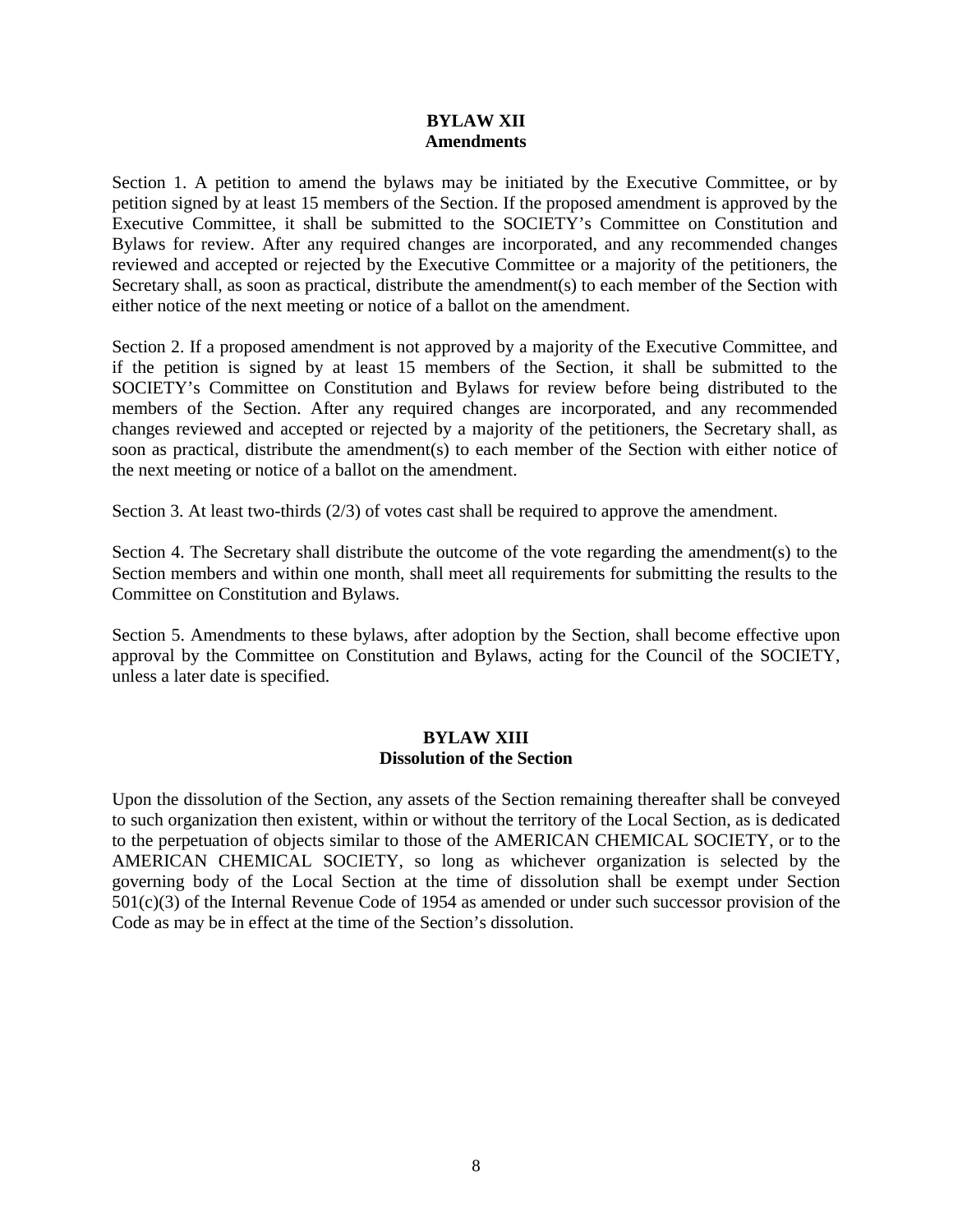## BYLAW XII
## Amendments

Section 1. A petition to amend the bylaws may be initiated by the Executive Committee, or by petition signed by at least 15 members of the Section. If the proposed amendment is approved by the Executive Committee, it shall be submitted to the SOCIETY's Committee on Constitution and Bylaws for review. After any required changes are incorporated, and any recommended changes reviewed and accepted or rejected by the Executive Committee or a majority of the petitioners, the Secretary shall, as soon as practical, distribute the amendment(s) to each member of the Section with either notice of the next meeting or notice of a ballot on the amendment.

Section 2. If a proposed amendment is not approved by a majority of the Executive Committee, and if the petition is signed by at least 15 members of the Section, it shall be submitted to the SOCIETY's Committee on Constitution and Bylaws for review before being distributed to the members of the Section. After any required changes are incorporated, and any recommended changes reviewed and accepted or rejected by a majority of the petitioners, the Secretary shall, as soon as practical, distribute the amendment(s) to each member of the Section with either notice of the next meeting or notice of a ballot on the amendment.

Section 3. At least two-thirds (2/3) of votes cast shall be required to approve the amendment.

Section 4. The Secretary shall distribute the outcome of the vote regarding the amendment(s) to the Section members and within one month, shall meet all requirements for submitting the results to the Committee on Constitution and Bylaws.

Section 5. Amendments to these bylaws, after adoption by the Section, shall become effective upon approval by the Committee on Constitution and Bylaws, acting for the Council of the SOCIETY, unless a later date is specified.

## BYLAW XIII
## Dissolution of the Section

Upon the dissolution of the Section, any assets of the Section remaining thereafter shall be conveyed to such organization then existent, within or without the territory of the Local Section, as is dedicated to the perpetuation of objects similar to those of the AMERICAN CHEMICAL SOCIETY, or to the AMERICAN CHEMICAL SOCIETY, so long as whichever organization is selected by the governing body of the Local Section at the time of dissolution shall be exempt under Section 501(c)(3) of the Internal Revenue Code of 1954 as amended or under such successor provision of the Code as may be in effect at the time of the Section's dissolution.